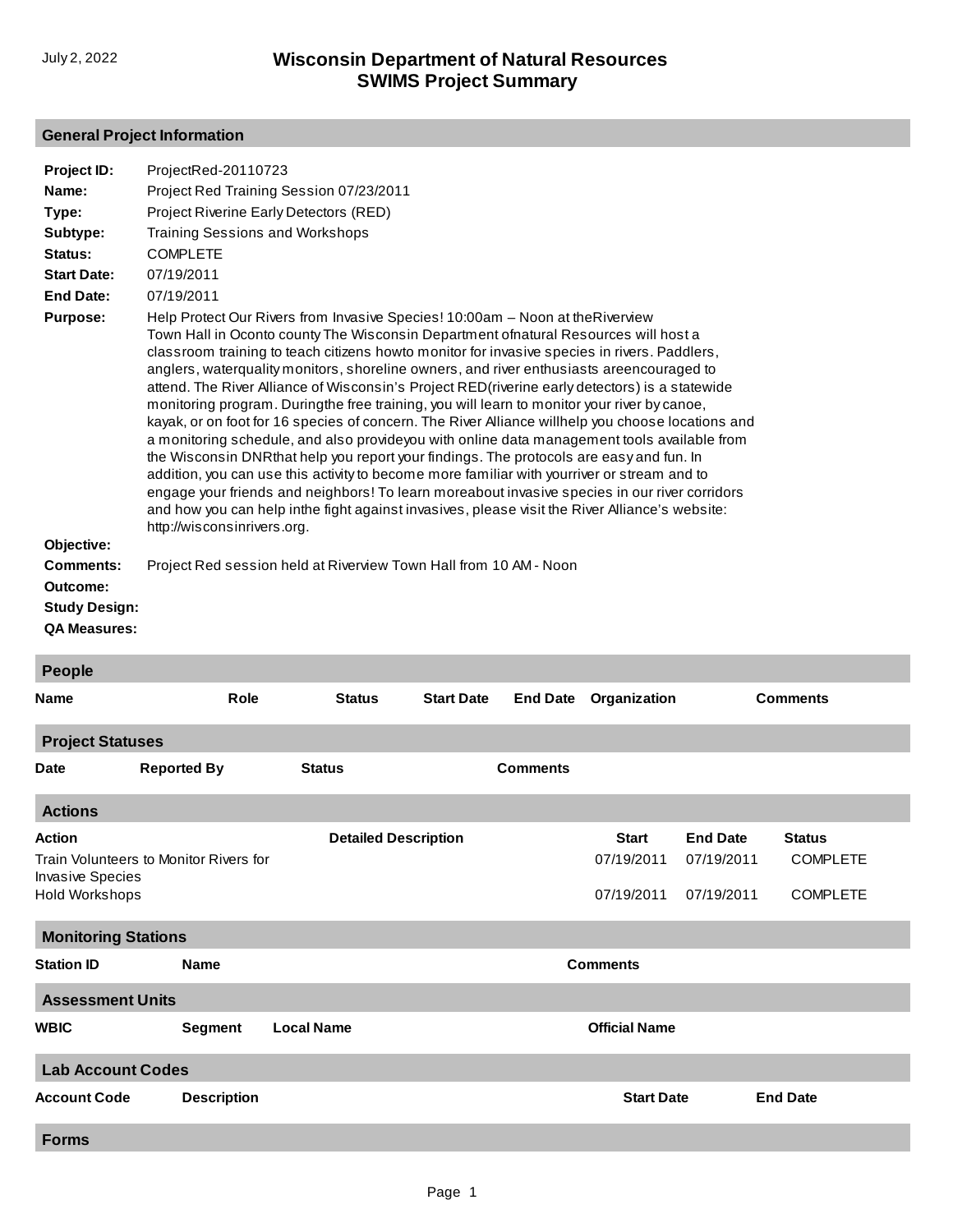# Wisconsin Department of Natural Resources
## SWIMS Project Summary

July 2, 2022

### General Project Information

**Project ID:** ProjectRed-20110723

**Name:** Project Red Training Session 07/23/2011

**Type:** Project Riverine Early Detectors (RED)

**Subtype:** Training Sessions and Workshops

**Status:** COMPLETE

**Start Date:** 07/19/2011

**End Date:** 07/19/2011

**Purpose:** Help Protect Our Rivers from Invasive Species! 10:00am – Noon at theRiverview Town Hall in Oconto county The Wisconsin Department ofnatural Resources will host a classroom training to teach citizens howto monitor for invasive species in rivers. Paddlers, anglers, waterquality monitors, shoreline owners, and river enthusiasts areencouraged to attend. The River Alliance of Wisconsin's Project RED(riverine early detectors) is a statewide monitoring program. Duringthe free training, you will learn to monitor your river by canoe, kayak, or on foot for 16 species of concern. The River Alliance willhelp you choose locations and a monitoring schedule, and also provideyou with online data management tools available from the Wisconsin DNRthat help you report your findings. The protocols are easy and fun. In addition, you can use this activity to become more familiar with yourriver or stream and to engage your friends and neighbors! To learn moreabout invasive species in our river corridors and how you can help inthe fight against invasives, please visit the River Alliance's website: http://wisconsinrivers.org.

**Objective:**

**Comments:** Project Red session held at Riverview Town Hall from 10 AM - Noon

**Outcome:**

**Study Design:**

**QA Measures:**

### People

| Name | Role | Status | Start Date | End Date | Organization | Comments |
|---|---|---|---|---|---|---|

### Project Statuses

| Date | Reported By | Status | Comments |
|---|---|---|---|

### Actions

| Action | Detailed Description | Start | End Date | Status |
|---|---|---|---|---|
| Train Volunteers to Monitor Rivers for Invasive Species | | 07/19/2011 | 07/19/2011 | COMPLETE |
| Hold Workshops | | 07/19/2011 | 07/19/2011 | COMPLETE |

### Monitoring Stations

| Station ID | Name | Comments |
|---|---|---|

### Assessment Units

| WBIC | Segment | Local Name | Official Name |
|---|---|---|---|

### Lab Account Codes

| Account Code | Description | Start Date | End Date |
|---|---|---|---|

### Forms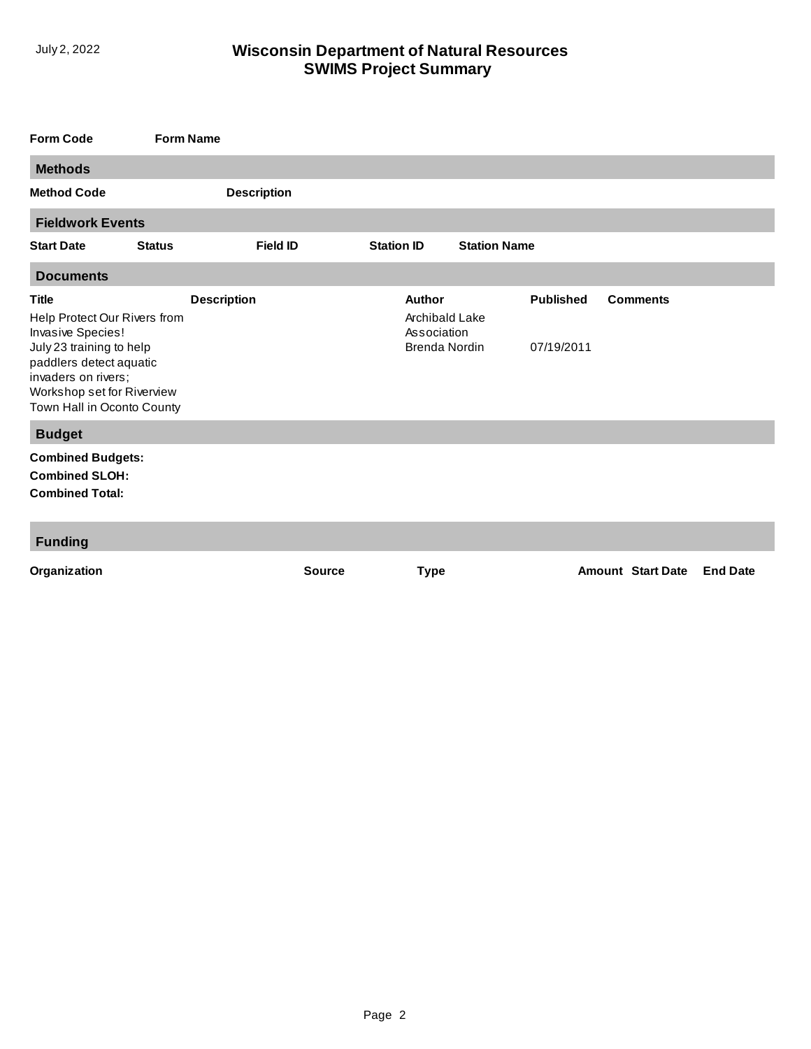| Form Code | Form Name |
|---|---|

## Methods

| Method Code | Description |
|---|---|

## Fieldwork Events

| Start Date | Status | Field ID | Station ID | Station Name |
|---|---|---|---|---|

## Documents

| Title | Description | Author | Published | Comments |
|---|---|---|---|---|
| Help Protect Our Rivers from Invasive Species! | | Archibald Lake Association | | |
| July 23 training to help paddlers detect aquatic invaders on rivers; Workshop set for Riverview Town Hall in Oconto County | | Brenda Nordin | 07/19/2011 | |

## Budget

**Combined Budgets:**

**Combined SLOH:**

**Combined Total:**

## Funding

| Organization | Source | Type | Amount | Start Date | End Date |
|---|---|---|---|---|---|